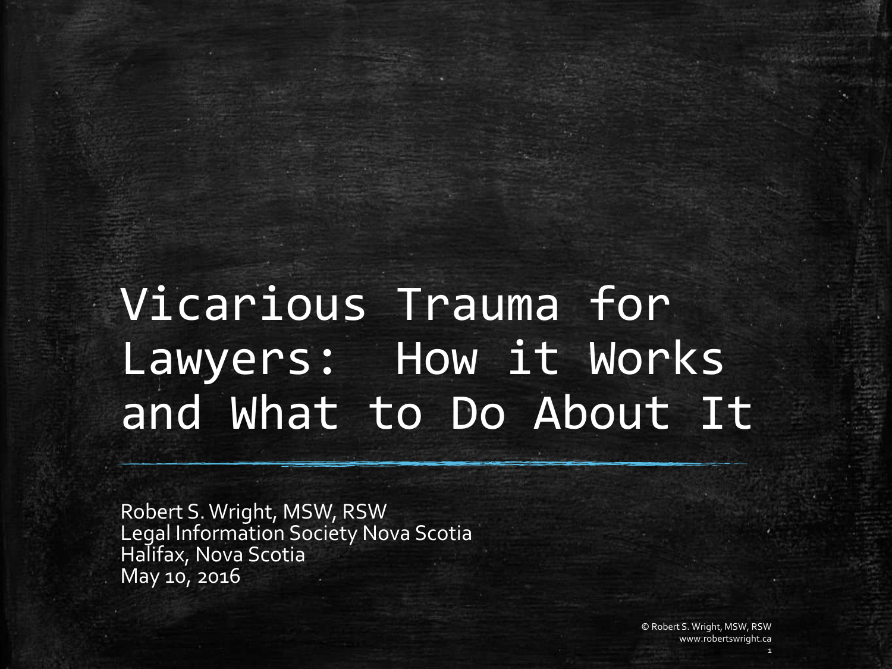# Vicarious Trauma for Lawyers: How it Works and What to Do About It

Robert S. Wright, MSW, RSW
Legal Information Society Nova Scotia
Halifax, Nova Scotia
May 10, 2016

© Robert S. Wright, MSW, RSW
www.robertswright.ca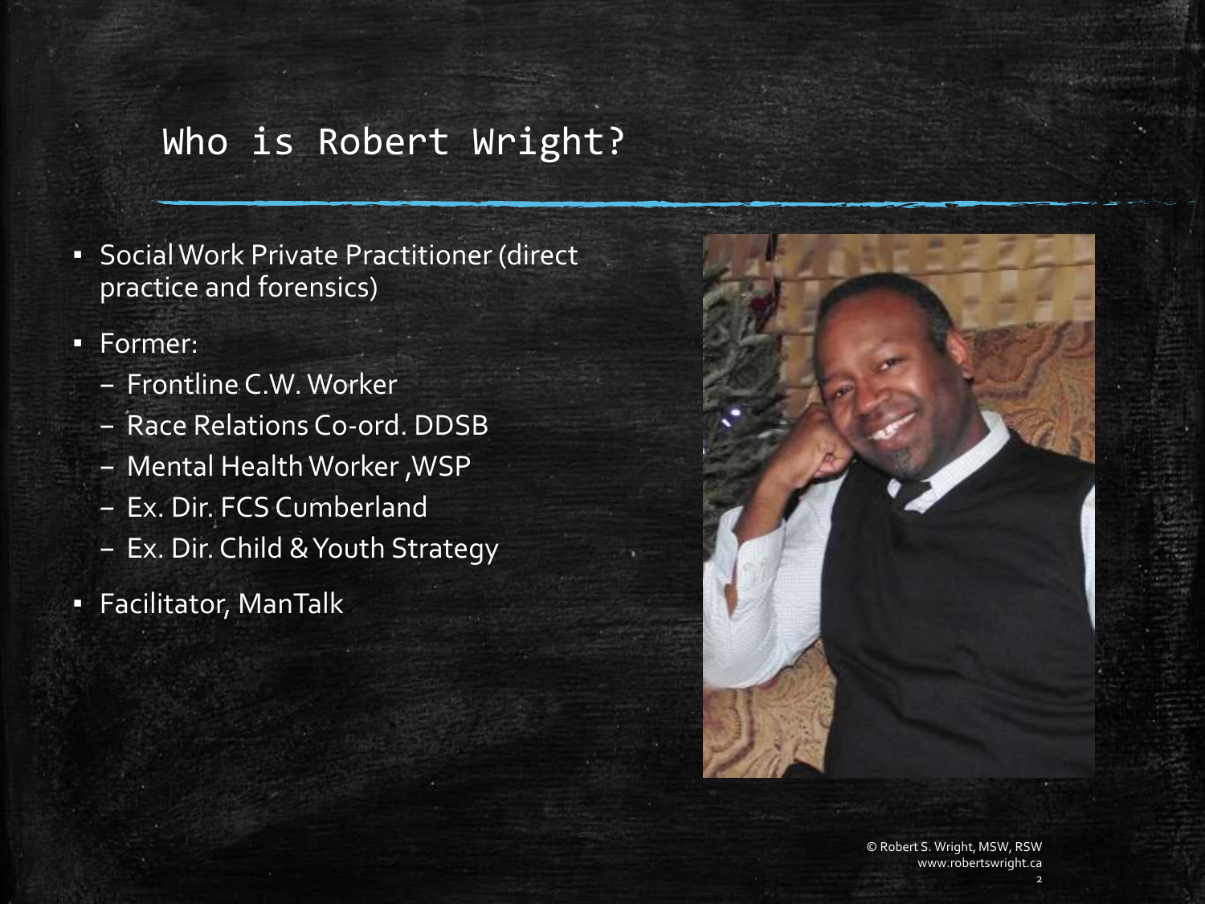## Who is Robert Wright?

- Social Work Private Practitioner (direct practice and forensics)
- Former:
  - Frontline C.W. Worker
  - Race Relations Co-ord. DDSB
  - Mental Health Worker ,WSP
  - Ex. Dir. FCS Cumberland
  - Ex. Dir. Child & Youth Strategy
- Facilitator, ManTalk

© Robert S. Wright, MSW, RSW
www.robertswright.ca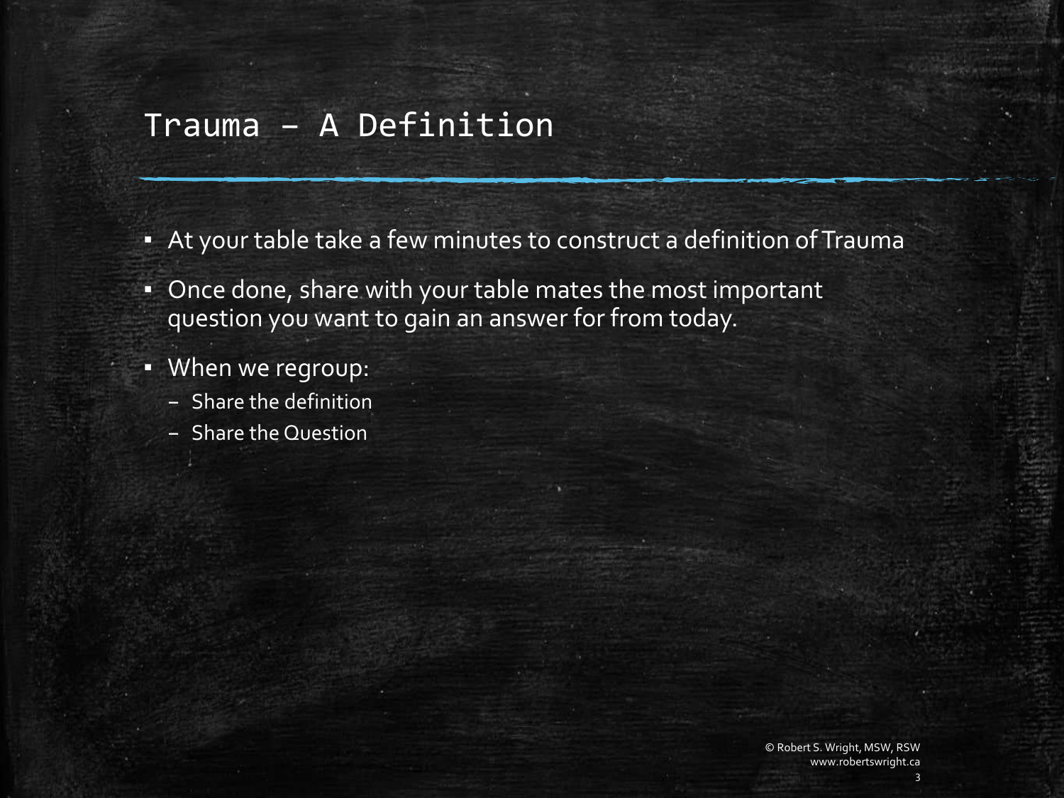# Trauma – A Definition

- At your table take a few minutes to construct a definition of Trauma
- Once done, share with your table mates the most important question you want to gain an answer for from today.
- When we regroup:
  - Share the definition
  - Share the Question

© Robert S. Wright, MSW, RSW
www.robertswright.ca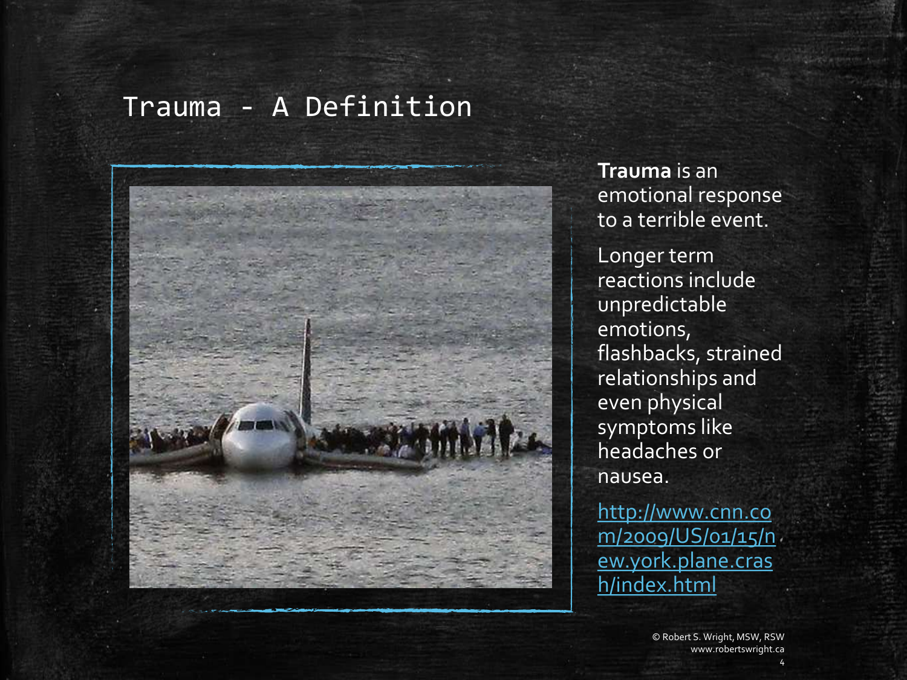# Trauma - A Definition

**Trauma** is an emotional response to a terrible event.

Longer term reactions include unpredictable emotions, flashbacks, strained relationships and even physical symptoms like headaches or nausea.

http://www.cnn.com/2009/US/01/15/new.york.plane.crash/index.html

© Robert S. Wright, MSW, RSW
www.robertswright.ca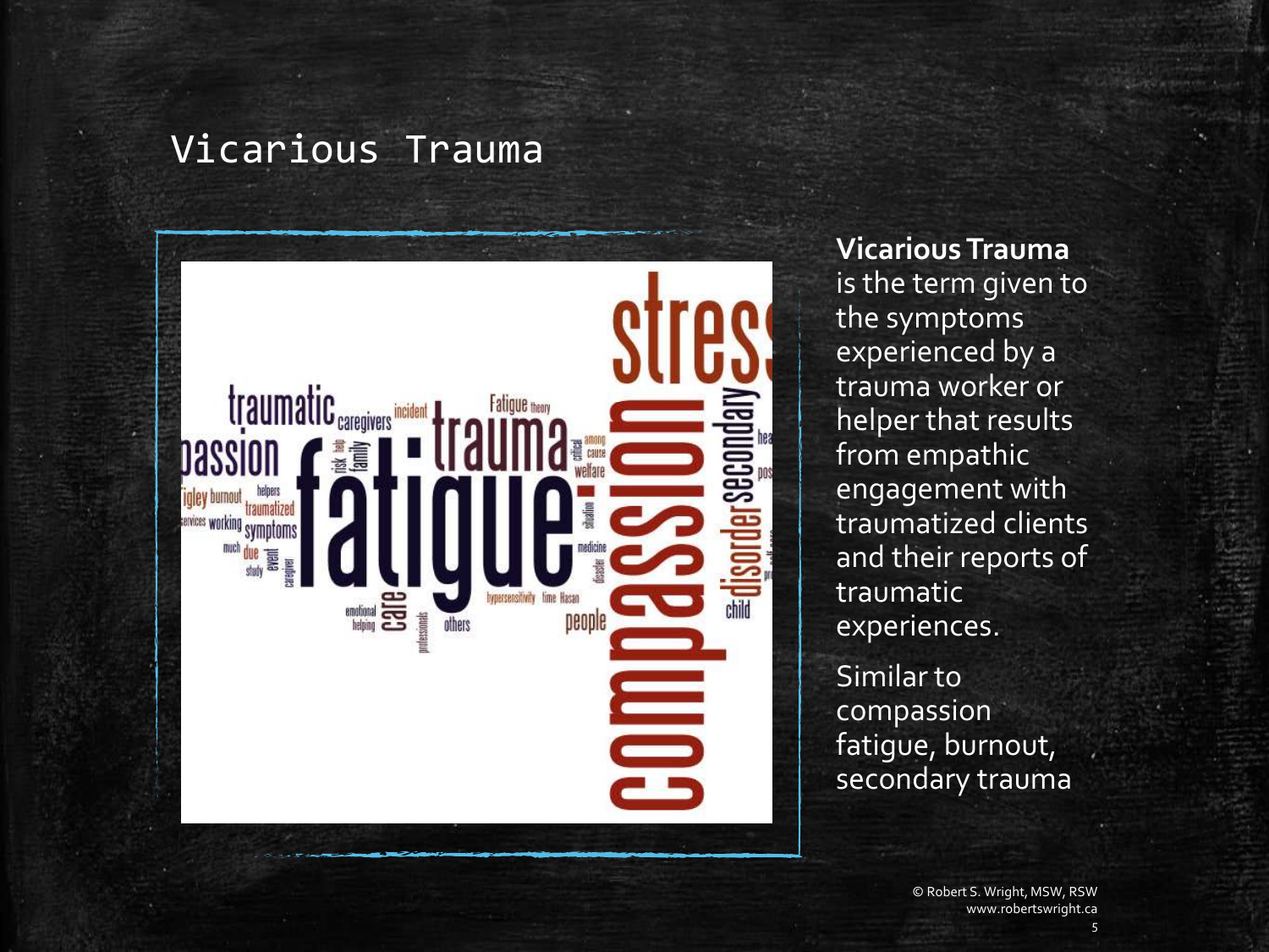# Vicarious Trauma

**Vicarious Trauma** is the term given to the symptoms experienced by a trauma worker or helper that results from empathic engagement with traumatized clients and their reports of traumatic experiences.

Similar to compassion fatigue, burnout, secondary trauma

© Robert S. Wright, MSW, RSW
www.robertswright.ca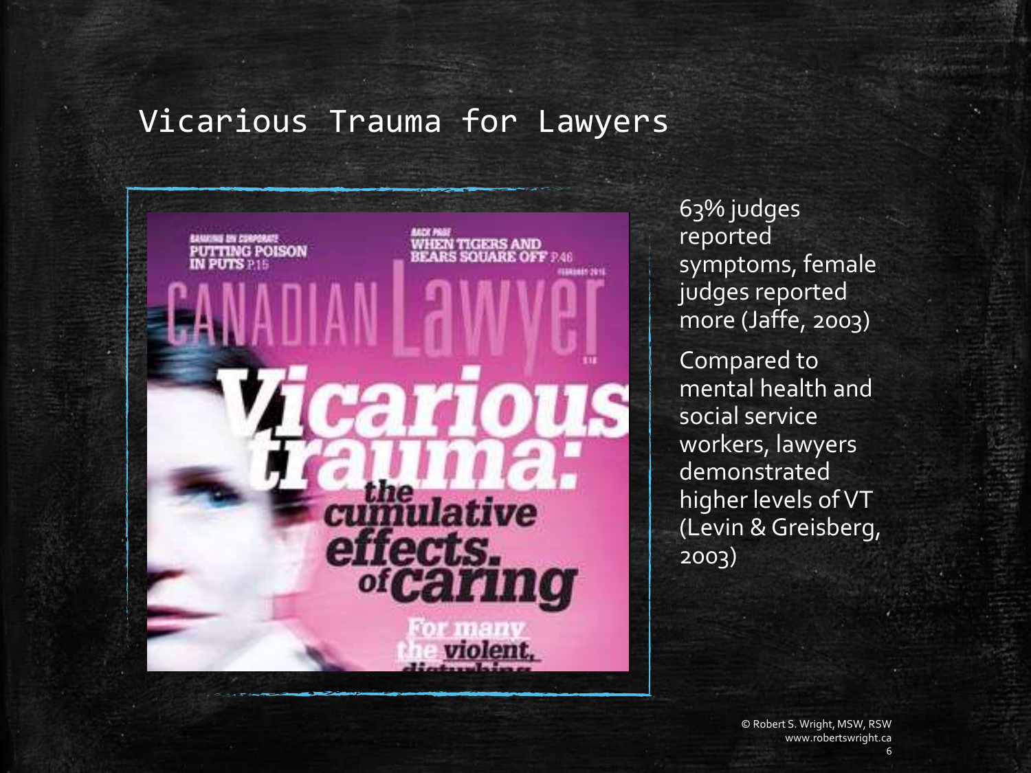# Vicarious Trauma for Lawyers

63% judges reported symptoms, female judges reported more (Jaffe, 2003)

Compared to mental health and social service workers, lawyers demonstrated higher levels of VT (Levin & Greisberg, 2003)

© Robert S. Wright, MSW, RSW
www.robertswright.ca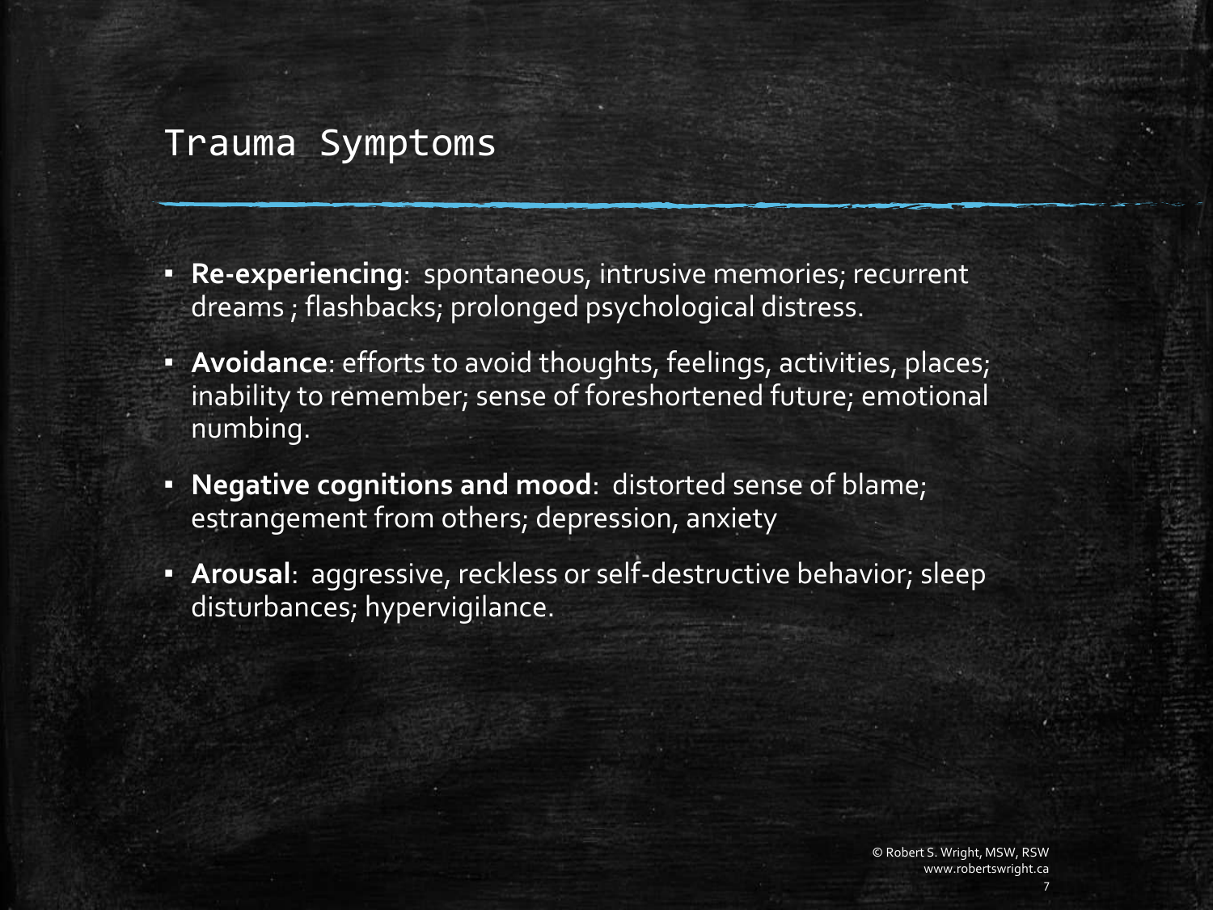# Trauma Symptoms

- **Re-experiencing**: spontaneous, intrusive memories; recurrent dreams ; flashbacks; prolonged psychological distress.
- **Avoidance**: efforts to avoid thoughts, feelings, activities, places; inability to remember; sense of foreshortened future; emotional numbing.
- **Negative cognitions and mood**: distorted sense of blame; estrangement from others; depression, anxiety
- **Arousal**: aggressive, reckless or self-destructive behavior; sleep disturbances; hypervigilance.

© Robert S. Wright, MSW, RSW
www.robertswright.ca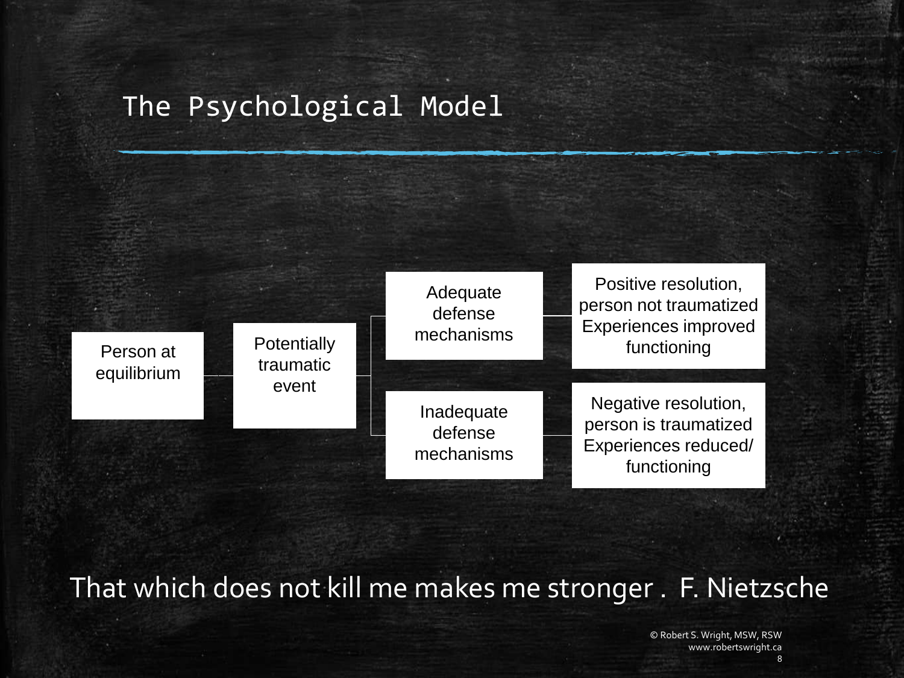# The Psychological Model

Person at equilibrium → Potentially traumatic event →

- Adequate defense mechanisms → Positive resolution, person not traumatized Experiences improved functioning
- Inadequate defense mechanisms → Negative resolution, person is traumatized Experiences reduced/ functioning

That which does not kill me makes me stronger . F. Nietzsche

© Robert S. Wright, MSW, RSW
www.robertswright.ca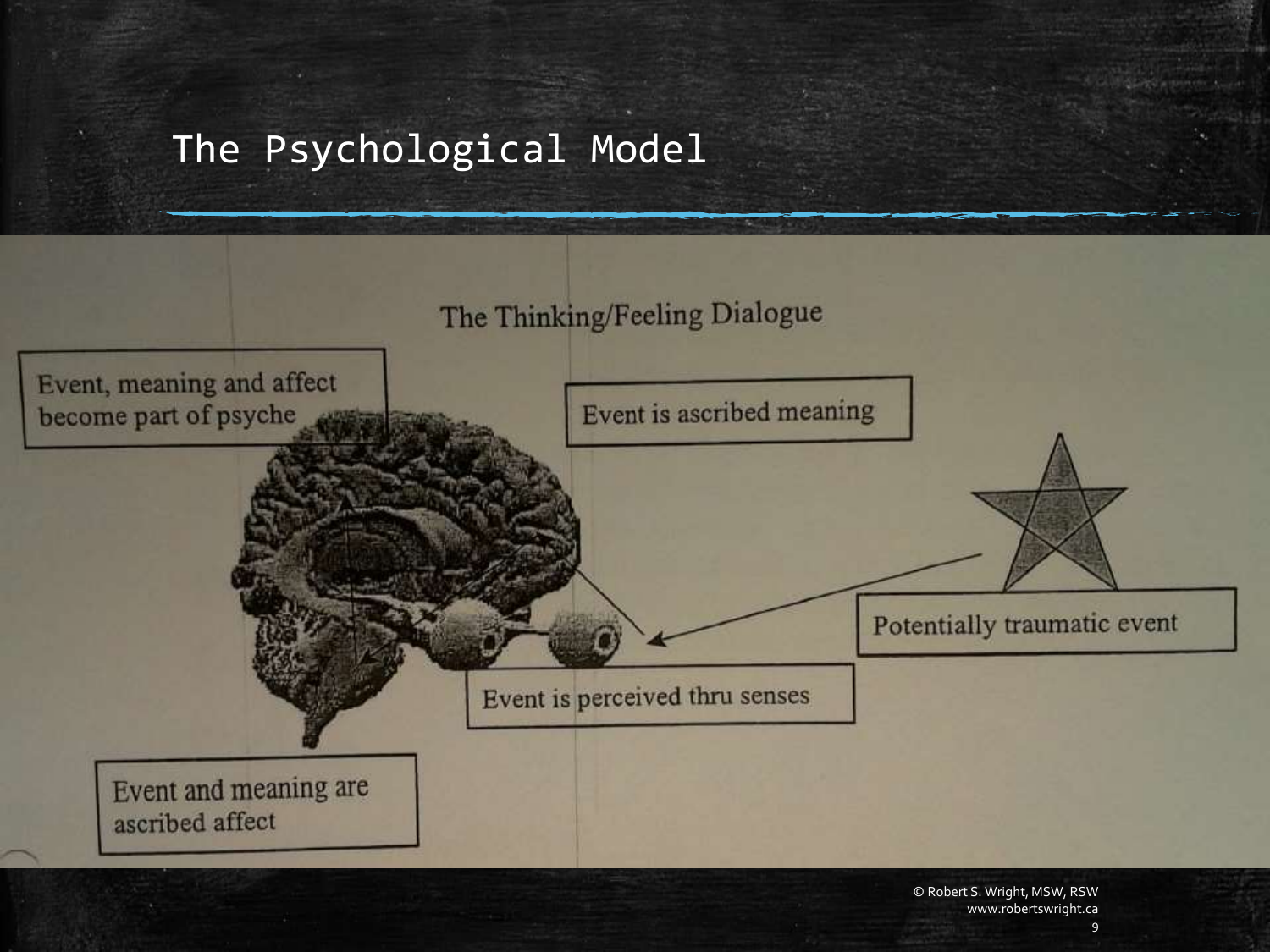# The Psychological Model

## The Thinking/Feeling Dialogue

- Potentially traumatic event
- Event is perceived thru senses
- Event is ascribed meaning
- Event and meaning are ascribed affect
- Event, meaning and affect become part of psyche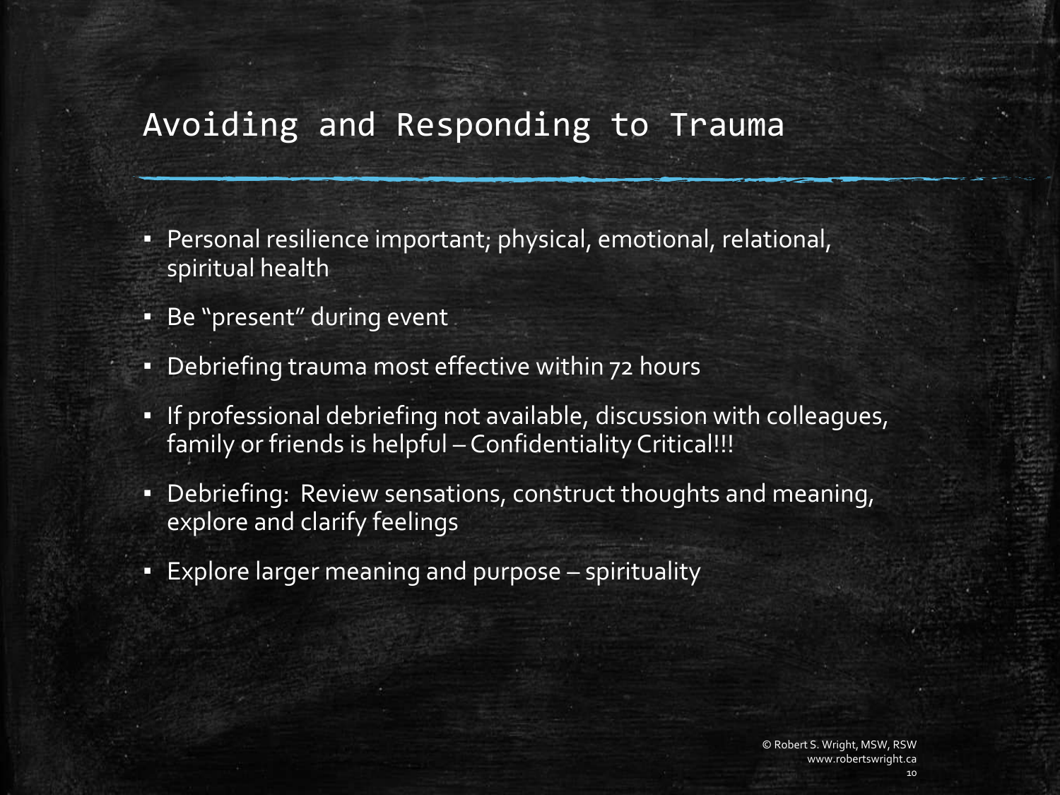# Avoiding and Responding to Trauma

- Personal resilience important; physical, emotional, relational, spiritual health
- Be "present" during event
- Debriefing trauma most effective within 72 hours
- If professional debriefing not available, discussion with colleagues, family or friends is helpful – Confidentiality Critical!!!
- Debriefing: Review sensations, construct thoughts and meaning, explore and clarify feelings
- Explore larger meaning and purpose – spirituality

© Robert S. Wright, MSW, RSW
www.robertswright.ca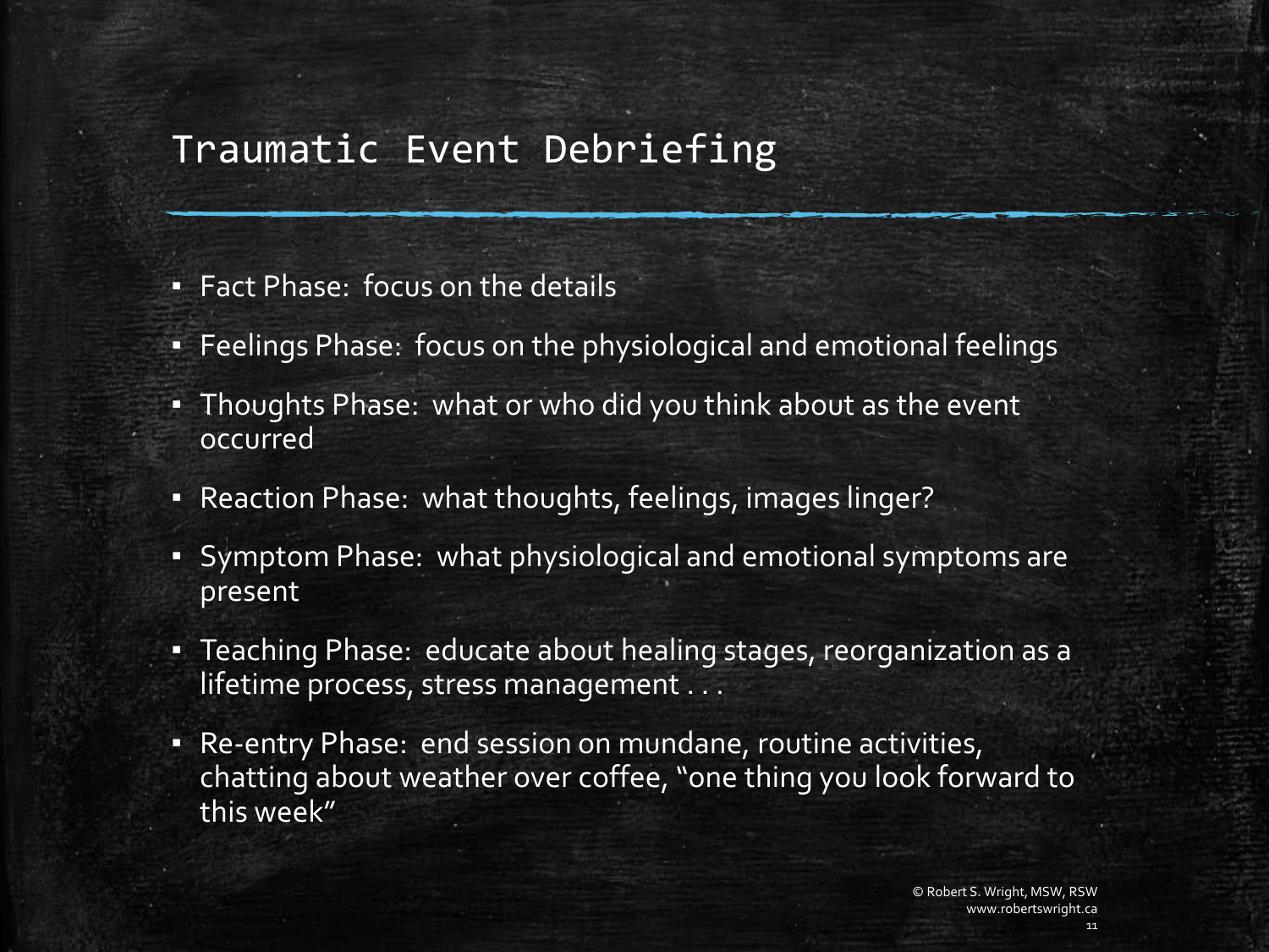# Traumatic Event Debriefing

- Fact Phase: focus on the details
- Feelings Phase: focus on the physiological and emotional feelings
- Thoughts Phase: what or who did you think about as the event occurred
- Reaction Phase: what thoughts, feelings, images linger?
- Symptom Phase: what physiological and emotional symptoms are present
- Teaching Phase: educate about healing stages, reorganization as a lifetime process, stress management . . .
- Re-entry Phase: end session on mundane, routine activities, chatting about weather over coffee, "one thing you look forward to this week"

© Robert S. Wright, MSW, RSW
www.robertswright.ca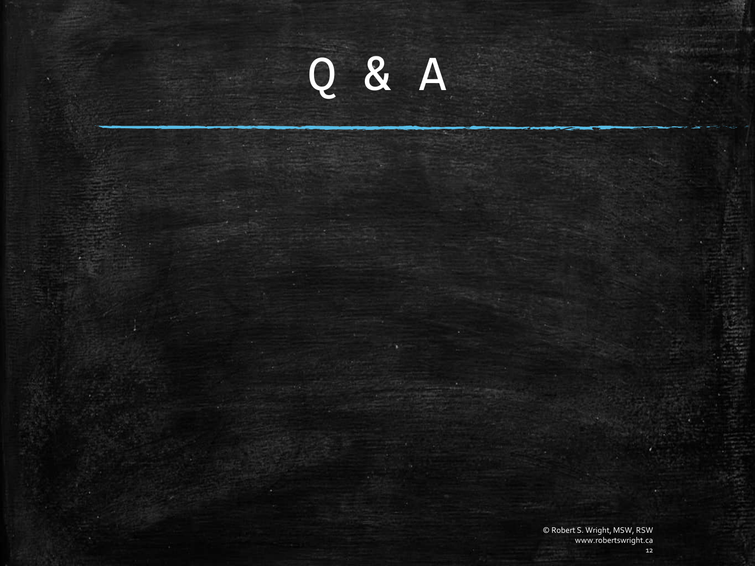# Q & A

© Robert S. Wright, MSW, RSW
www.robertswright.ca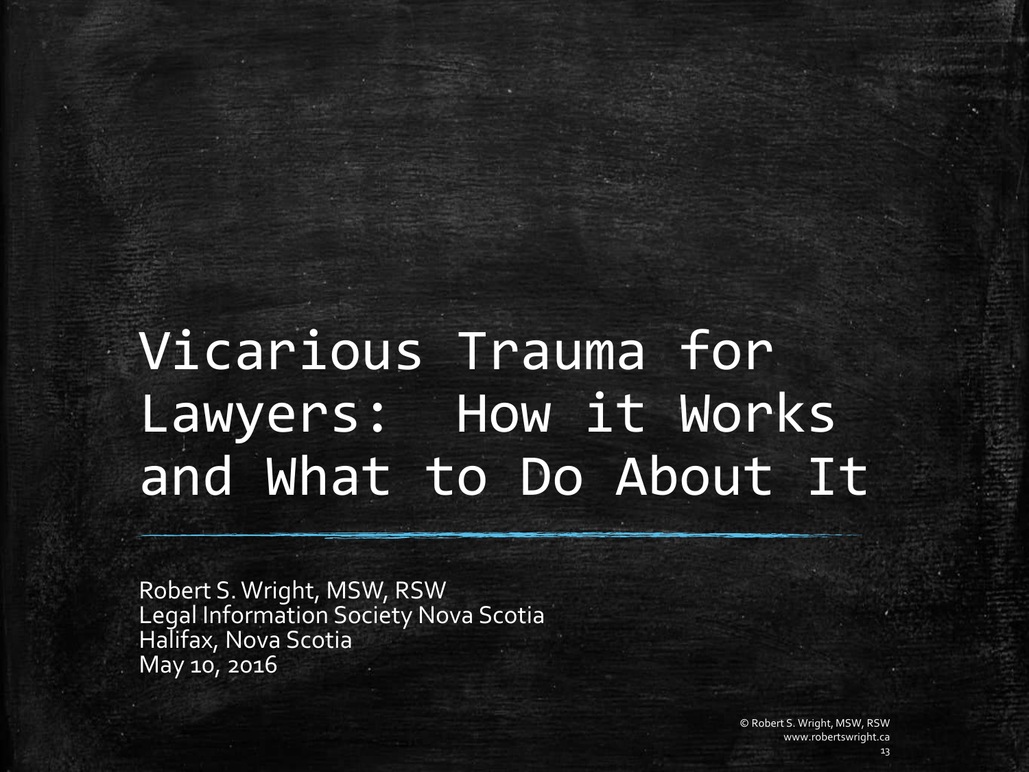# Vicarious Trauma for Lawyers: How it Works and What to Do About It

Robert S. Wright, MSW, RSW
Legal Information Society Nova Scotia
Halifax, Nova Scotia
May 10, 2016

© Robert S. Wright, MSW, RSW
www.robertswright.ca